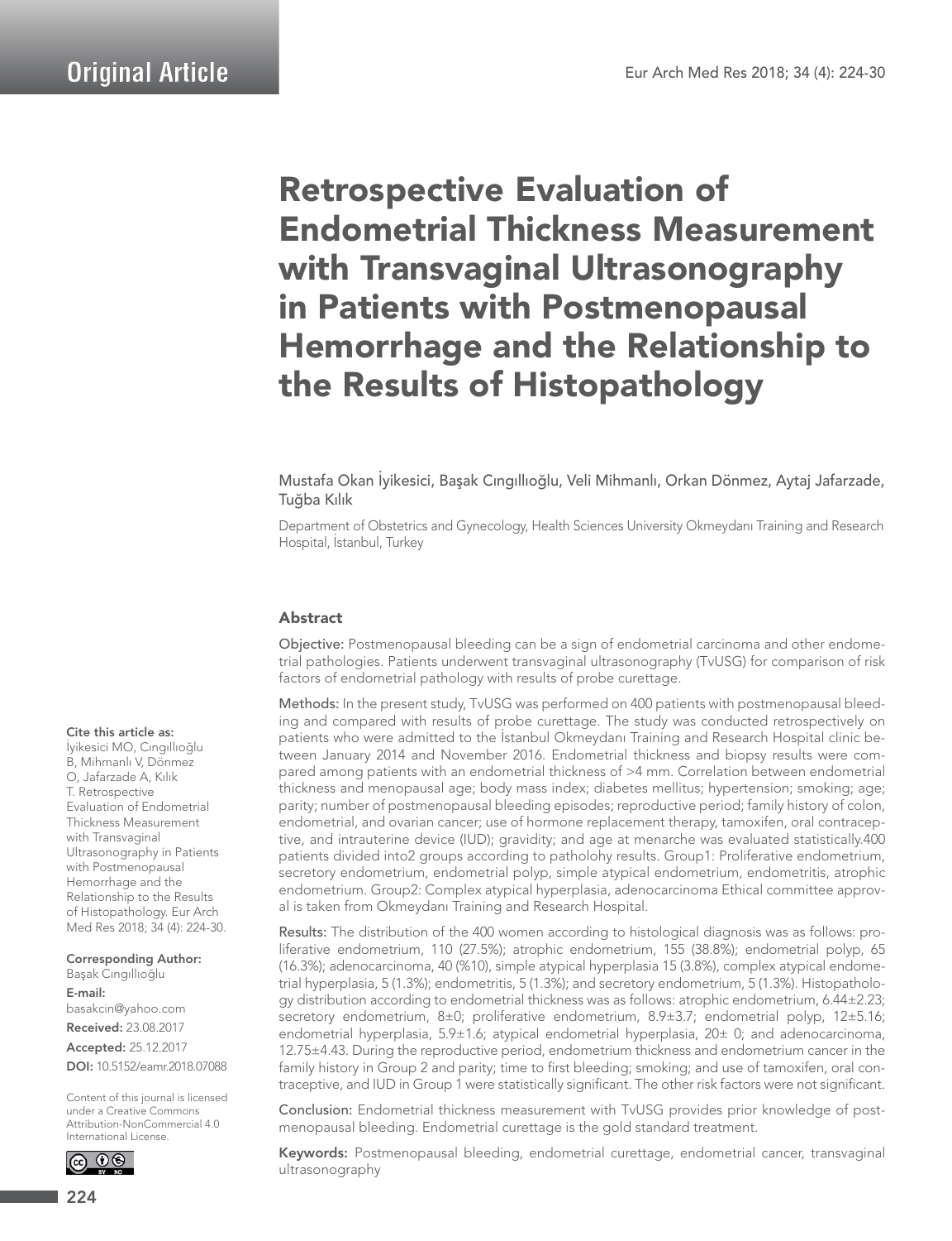Original Article

# Retrospective Evaluation of Endometrial Thickness Measurement with Transvaginal Ultrasonography in Patients with Postmenopausal Hemorrhage and the Relationship to the Results of Histopathology

Mustafa Okan İyikesici, Başak Cıngıllıoğlu, Veli Mihmanlı, Orkan Dönmez, Aytaj Jafarzade, Tuğba Kılık

Department of Obstetrics and Gynecology, Health Sciences University Okmeydanı Training and Research Hospital, İstanbul, Turkey

## Abstract

**Objective:** Postmenopausal bleeding can be a sign of endometrial carcinoma and other endometrial pathologies. Patients underwent transvaginal ultrasonography (TvUSG) for comparison of risk factors of endometrial pathology with results of probe curettage.

**Methods:** In the present study, TvUSG was performed on 400 patients with postmenopausal bleeding and compared with results of probe curettage. The study was conducted retrospectively on patients who were admitted to the İstanbul Okmeydanı Training and Research Hospital clinic between January 2014 and November 2016. Endometrial thickness and biopsy results were compared among patients with an endometrial thickness of >4 mm. Correlation between endometrial thickness and menopausal age; body mass index; diabetes mellitus; hypertension; smoking; age; parity; number of postmenopausal bleeding episodes; reproductive period; family history of colon, endometrial, and ovarian cancer; use of hormone replacement therapy, tamoxifen, oral contraceptive, and intrauterine device (IUD); gravidity; and age at menarche was evaluated statistically.400 patients divided into2 groups according to patholohy results. Group1: Proliferative endometrium, secretory endometrium, endometrial polyp, simple atypical endometrium, endometritis, atrophic endometrium. Group2: Complex atypical hyperplasia, adenocarcinoma Ethical committee approval is taken from Okmeydanı Training and Research Hospital.

**Results:** The distribution of the 400 women according to histological diagnosis was as follows: proliferative endometrium, 110 (27.5%); atrophic endometrium, 155 (38.8%); endometrial polyp, 65 (16.3%); adenocarcinoma, 40 (%10), simple atypical hyperplasia 15 (3.8%), complex atypical endometrial hyperplasia, 5 (1.3%); endometritis, 5 (1.3%); and secretory endometrium, 5 (1.3%). Histopathology distribution according to endometrial thickness was as follows: atrophic endometrium, 6.44±2.23; secretory endometrium, 8±0; proliferative endometrium, 8.9±3.7; endometrial polyp, 12±5.16; endometrial hyperplasia, 5.9±1.6; atypical endometrial hyperplasia, 20± 0; and adenocarcinoma, 12.75±4.43. During the reproductive period, endometrium thickness and endometrium cancer in the family history in Group 2 and parity; time to first bleeding; smoking; and use of tamoxifen, oral contraceptive, and IUD in Group 1 were statistically significant. The other risk factors were not significant.

**Conclusion:** Endometrial thickness measurement with TvUSG provides prior knowledge of postmenopausal bleeding. Endometrial curettage is the gold standard treatment.

**Keywords:** Postmenopausal bleeding, endometrial curettage, endometrial cancer, transvaginal ultrasonography

**Cite this article as:** İyikesici MO, Cıngıllıoğlu B, Mihmanlı V, Dönmez O, Jafarzade A, Kılık T. Retrospective Evaluation of Endometrial Thickness Measurement with Transvaginal Ultrasonography in Patients with Postmenopausal Hemorrhage and the Relationship to the Results of Histopathology. Eur Arch Med Res 2018; 34 (4): 224-30.

**Corresponding Author:** Başak Cıngıllıoğlu
**E-mail:** basakcin@yahoo.com
**Received:** 23.08.2017
**Accepted:** 25.12.2017
**DOI:** 10.5152/eamr.2018.07088

Content of this journal is licensed under a Creative Commons Attribution-NonCommercial 4.0 International License.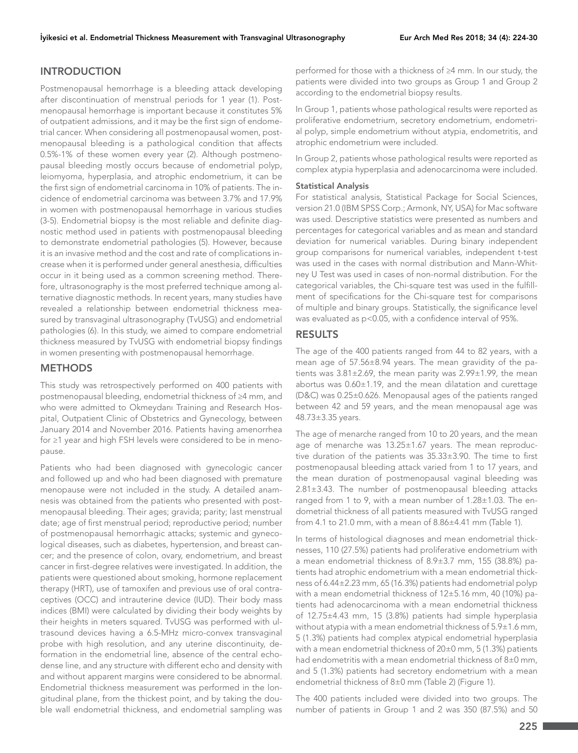## INTRODUCTION

Postmenopausal hemorrhage is a bleeding attack developing after discontinuation of menstrual periods for 1 year (1). Postmenopausal hemorrhage is important because it constitutes 5% of outpatient admissions, and it may be the first sign of endometrial cancer. When considering all postmenopausal women, postmenopausal bleeding is a pathological condition that affects 0.5%-1% of these women every year (2). Although postmenopausal bleeding mostly occurs because of endometrial polyp, leiomyoma, hyperplasia, and atrophic endometrium, it can be the first sign of endometrial carcinoma in 10% of patients. The incidence of endometrial carcinoma was between 3.7% and 17.9% in women with postmenopausal hemorrhage in various studies (3-5). Endometrial biopsy is the most reliable and definite diagnostic method used in patients with postmenopausal bleeding to demonstrate endometrial pathologies (5). However, because it is an invasive method and the cost and rate of complications increase when it is performed under general anesthesia, difficulties occur in it being used as a common screening method. Therefore, ultrasonography is the most preferred technique among alternative diagnostic methods. In recent years, many studies have revealed a relationship between endometrial thickness measured by transvaginal ultrasonography (TvUSG) and endometrial pathologies (6). In this study, we aimed to compare endometrial thickness measured by TvUSG with endometrial biopsy findings in women presenting with postmenopausal hemorrhage.

## METHODS

This study was retrospectively performed on 400 patients with postmenopausal bleeding, endometrial thickness of ≥4 mm, and who were admitted to Okmeydanı Training and Research Hospital, Outpatient Clinic of Obstetrics and Gynecology, between January 2014 and November 2016. Patients having amenorrhea for ≥1 year and high FSH levels were considered to be in menopause.

Patients who had been diagnosed with gynecologic cancer and followed up and who had been diagnosed with premature menopause were not included in the study. A detailed anamnesis was obtained from the patients who presented with postmenopausal bleeding. Their ages; gravida; parity; last menstrual date; age of first menstrual period; reproductive period; number of postmenopausal hemorrhagic attacks; systemic and gynecological diseases, such as diabetes, hypertension, and breast cancer; and the presence of colon, ovary, endometrium, and breast cancer in first-degree relatives were investigated. In addition, the patients were questioned about smoking, hormone replacement therapy (HRT), use of tamoxifen and previous use of oral contraceptives (OCC) and intrauterine device (IUD). Their body mass indices (BMI) were calculated by dividing their body weights by their heights in meters squared. TvUSG was performed with ultrasound devices having a 6.5-MHz micro-convex transvaginal probe with high resolution, and any uterine discontinuity, deformation in the endometrial line, absence of the central echodense line, and any structure with different echo and density with and without apparent margins were considered to be abnormal. Endometrial thickness measurement was performed in the longitudinal plane, from the thickest point, and by taking the double wall endometrial thickness, and endometrial sampling was performed for those with a thickness of ≥4 mm. In our study, the patients were divided into two groups as Group 1 and Group 2 according to the endometrial biopsy results.

In Group 1, patients whose pathological results were reported as proliferative endometrium, secretory endometrium, endometrial polyp, simple endometrium without atypia, endometritis, and atrophic endometrium were included.

In Group 2, patients whose pathological results were reported as complex atypia hyperplasia and adenocarcinoma were included.

### Statistical Analysis

For statistical analysis, Statistical Package for Social Sciences, version 21.0 (IBM SPSS Corp.; Armonk, NY, USA) for Mac software was used. Descriptive statistics were presented as numbers and percentages for categorical variables and as mean and standard deviation for numerical variables. During binary independent group comparisons for numerical variables, independent t-test was used in the cases with normal distribution and Mann-Whitney U Test was used in cases of non-normal distribution. For the categorical variables, the Chi-square test was used in the fulfillment of specifications for the Chi-square test for comparisons of multiple and binary groups. Statistically, the significance level was evaluated as $p<0.05$, with a confidence interval of 95%.

## RESULTS

The age of the 400 patients ranged from 44 to 82 years, with a mean age of 57.56±8.94 years. The mean gravidity of the patients was 3.81±2.69, the mean parity was 2.99±1.99, the mean abortus was 0.60±1.19, and the mean dilatation and curettage (D&C) was 0.25±0.626. Menopausal ages of the patients ranged between 42 and 59 years, and the mean menopausal age was 48.73±3.35 years.

The age of menarche ranged from 10 to 20 years, and the mean age of menarche was 13.25±1.67 years. The mean reproductive duration of the patients was 35.33±3.90. The time to first postmenopausal bleeding attack varied from 1 to 17 years, and the mean duration of postmenopausal vaginal bleeding was 2.81±3.43. The number of postmenopausal bleeding attacks ranged from 1 to 9, with a mean number of 1.28±1.03. The endometrial thickness of all patients measured with TvUSG ranged from 4.1 to 21.0 mm, with a mean of 8.86±4.41 mm (Table 1).

In terms of histological diagnoses and mean endometrial thicknesses, 110 (27.5%) patients had proliferative endometrium with a mean endometrial thickness of 8.9±3.7 mm, 155 (38.8%) patients had atrophic endometrium with a mean endometrial thickness of 6.44±2.23 mm, 65 (16.3%) patients had endometrial polyp with a mean endometrial thickness of 12±5.16 mm, 40 (10%) patients had adenocarcinoma with a mean endometrial thickness of 12.75±4.43 mm, 15 (3.8%) patients had simple hyperplasia without atypia with a mean endometrial thickness of 5.9±1.6 mm, 5 (1.3%) patients had complex atypical endometrial hyperplasia with a mean endometrial thickness of 20±0 mm, 5 (1.3%) patients had endometritis with a mean endometrial thickness of 8±0 mm, and 5 (1.3%) patients had secretory endometrium with a mean endometrial thickness of 8±0 mm (Table 2) (Figure 1).

The 400 patients included were divided into two groups. The number of patients in Group 1 and 2 was 350 (87.5%) and 50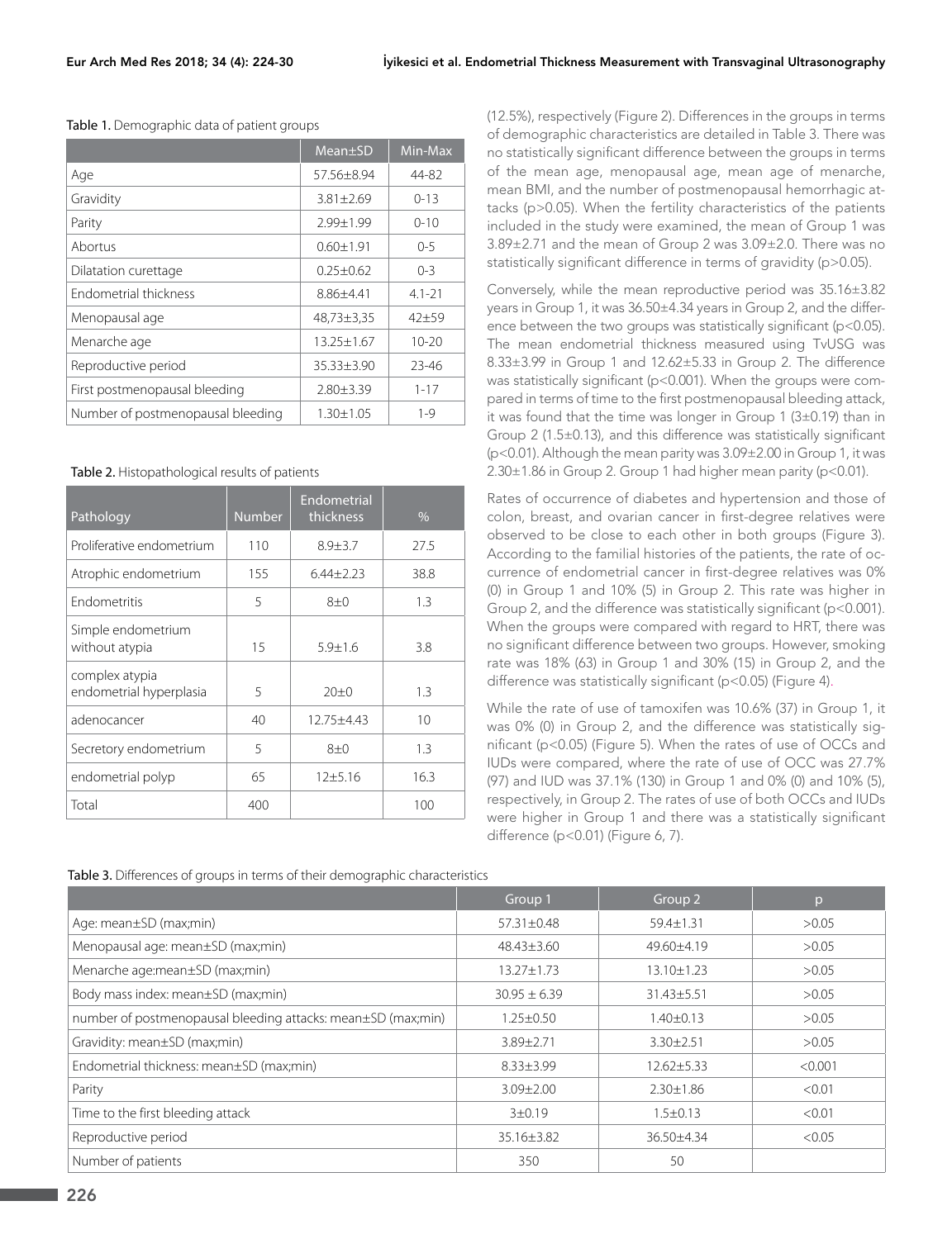Table 1. Demographic data of patient groups

| | Mean±SD | Min-Max |
|---|---|---|
| Age | 57.56±8.94 | 44-82 |
| Gravidity | 3.81±2.69 | 0-13 |
| Parity | 2.99±1.99 | 0-10 |
| Abortus | 0.60±1.91 | 0-5 |
| Dilatation curettage | 0.25±0.62 | 0-3 |
| Endometrial thickness | 8.86±4.41 | 4.1-21 |
| Menopausal age | 48,73±3,35 | 42±59 |
| Menarche age | 13.25±1.67 | 10-20 |
| Reproductive period | 35.33±3.90 | 23-46 |
| First postmenopausal bleeding | 2.80±3.39 | 1-17 |
| Number of postmenopausal bleeding | 1.30±1.05 | 1-9 |

Table 2. Histopathological results of patients

| Pathology | Number | Endometrial thickness | % |
|---|---|---|---|
| Proliferative endometrium | 110 | 8.9±3.7 | 27.5 |
| Atrophic endometrium | 155 | 6.44±2.23 | 38.8 |
| Endometritis | 5 | 8±0 | 1.3 |
| Simple endometrium without atypia | 15 | 5.9±1.6 | 3.8 |
| complex atypia endometrial hyperplasia | 5 | 20±0 | 1.3 |
| adenocancer | 40 | 12.75±4.43 | 10 |
| Secretory endometrium | 5 | 8±0 | 1.3 |
| endometrial polyp | 65 | 12±5.16 | 16.3 |
| Total | 400 | | 100 |

(12.5%), respectively (Figure 2). Differences in the groups in terms of demographic characteristics are detailed in Table 3. There was no statistically significant difference between the groups in terms of the mean age, menopausal age, mean age of menarche, mean BMI, and the number of postmenopausal hemorrhagic attacks ($p>0.05$). When the fertility characteristics of the patients included in the study were examined, the mean of Group 1 was 3.89±2.71 and the mean of Group 2 was 3.09±2.0. There was no statistically significant difference in terms of gravidity ($p>0.05$).

Conversely, while the mean reproductive period was 35.16±3.82 years in Group 1, it was 36.50±4.34 years in Group 2, and the difference between the two groups was statistically significant ($p<0.05$). The mean endometrial thickness measured using TvUSG was 8.33±3.99 in Group 1 and 12.62±5.33 in Group 2. The difference was statistically significant ($p<0.001$). When the groups were compared in terms of time to the first postmenopausal bleeding attack, it was found that the time was longer in Group 1 (3±0.19) than in Group 2 (1.5±0.13), and this difference was statistically significant ($p<0.01$). Although the mean parity was 3.09±2.00 in Group 1, it was 2.30±1.86 in Group 2. Group 1 had higher mean parity ($p<0.01$).

Rates of occurrence of diabetes and hypertension and those of colon, breast, and ovarian cancer in first-degree relatives were observed to be close to each other in both groups (Figure 3). According to the familial histories of the patients, the rate of occurrence of endometrial cancer in first-degree relatives was 0% (0) in Group 1 and 10% (5) in Group 2. This rate was higher in Group 2, and the difference was statistically significant ($p<0.001$). When the groups were compared with regard to HRT, there was no significant difference between two groups. However, smoking rate was 18% (63) in Group 1 and 30% (15) in Group 2, and the difference was statistically significant ($p<0.05$) (Figure 4).

While the rate of use of tamoxifen was 10.6% (37) in Group 1, it was 0% (0) in Group 2, and the difference was statistically significant ($p<0.05$) (Figure 5). When the rates of use of OCCs and IUDs were compared, where the rate of use of OCC was 27.7% (97) and IUD was 37.1% (130) in Group 1 and 0% (0) and 10% (5), respectively, in Group 2. The rates of use of both OCCs and IUDs were higher in Group 1 and there was a statistically significant difference ($p<0.01$) (Figure 6, 7).

Table 3. Differences of groups in terms of their demographic characteristics

| | Group 1 | Group 2 | p |
|---|---|---|---|
| Age: mean±SD (max;min) | 57.31±0.48 | 59.4±1.31 | >0.05 |
| Menopausal age: mean±SD (max;min) | 48.43±3.60 | 49.60±4.19 | >0.05 |
| Menarche age:mean±SD (max;min) | 13.27±1.73 | 13.10±1.23 | >0.05 |
| Body mass index: mean±SD (max;min) | 30.95 ± 6.39 | 31.43±5.51 | >0.05 |
| number of postmenopausal bleeding attacks: mean±SD (max;min) | 1.25±0.50 | 1.40±0.13 | >0.05 |
| Gravidity: mean±SD (max;min) | 3.89±2.71 | 3.30±2.51 | >0.05 |
| Endometrial thickness: mean±SD (max;min) | 8.33±3.99 | 12.62±5.33 | <0.001 |
| Parity | 3.09±2.00 | 2.30±1.86 | <0.01 |
| Time to the first bleeding attack | 3±0.19 | 1.5±0.13 | <0.01 |
| Reproductive period | 35.16±3.82 | 36.50±4.34 | <0.05 |
| Number of patients | 350 | 50 | |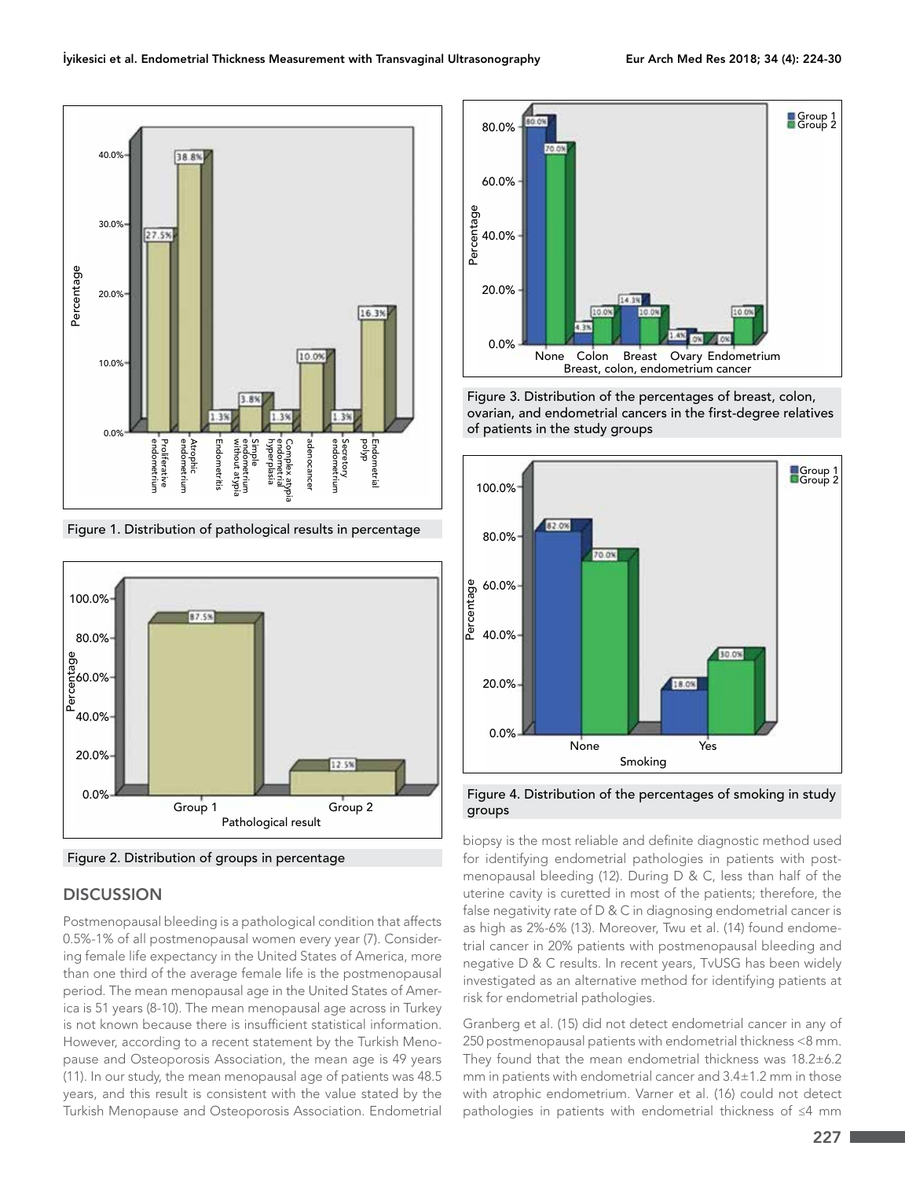Figure 1. Distribution of pathological results in percentage

Figure 2. Distribution of groups in percentage

Figure 3. Distribution of the percentages of breast, colon, ovarian, and endometrial cancers in the first-degree relatives of patients in the study groups

Figure 4. Distribution of the percentages of smoking in study groups

## DISCUSSION

Postmenopausal bleeding is a pathological condition that affects 0.5%-1% of all postmenopausal women every year (7). Considering female life expectancy in the United States of America, more than one third of the average female life is the postmenopausal period. The mean menopausal age in the United States of America is 51 years (8-10). The mean menopausal age across in Turkey is not known because there is insufficient statistical information. However, according to a recent statement by the Turkish Menopause and Osteoporosis Association, the mean age is 49 years (11). In our study, the mean menopausal age of patients was 48.5 years, and this result is consistent with the value stated by the Turkish Menopause and Osteoporosis Association. Endometrial biopsy is the most reliable and definite diagnostic method used for identifying endometrial pathologies in patients with postmenopausal bleeding (12). During D & C, less than half of the uterine cavity is curetted in most of the patients; therefore, the false negativity rate of D & C in diagnosing endometrial cancer is as high as 2%-6% (13). Moreover, Twu et al. (14) found endometrial cancer in 20% patients with postmenopausal bleeding and negative D & C results. In recent years, TvUSG has been widely investigated as an alternative method for identifying patients at risk for endometrial pathologies.

Granberg et al. (15) did not detect endometrial cancer in any of 250 postmenopausal patients with endometrial thickness <8 mm. They found that the mean endometrial thickness was 18.2±6.2 mm in patients with endometrial cancer and 3.4±1.2 mm in those with atrophic endometrium. Varner et al. (16) could not detect pathologies in patients with endometrial thickness of ≤4 mm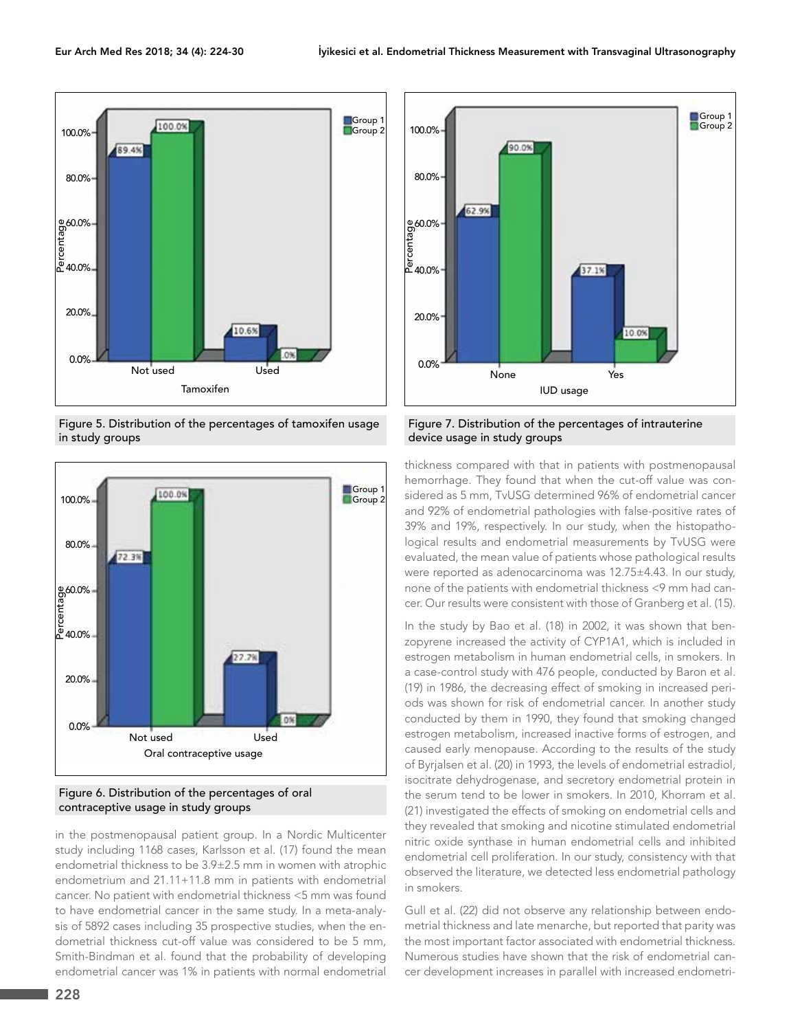Figure 5. Distribution of the percentages of tamoxifen usage in study groups

Figure 6. Distribution of the percentages of oral contraceptive usage in study groups

in the postmenopausal patient group. In a Nordic Multicenter study including 1168 cases, Karlsson et al. (17) found the mean endometrial thickness to be 3.9±2.5 mm in women with atrophic endometrium and 21.11+11.8 mm in patients with endometrial cancer. No patient with endometrial thickness <5 mm was found to have endometrial cancer in the same study. In a meta-analysis of 5892 cases including 35 prospective studies, when the endometrial thickness cut-off value was considered to be 5 mm, Smith-Bindman et al. found that the probability of developing endometrial cancer was 1% in patients with normal endometrial thickness compared with that in patients with postmenopausal hemorrhage. They found that when the cut-off value was considered as 5 mm, TvUSG determined 96% of endometrial cancer and 92% of endometrial pathologies with false-positive rates of 39% and 19%, respectively. In our study, when the histopathological results and endometrial measurements by TvUSG were evaluated, the mean value of patients whose pathological results were reported as adenocarcinoma was 12.75±4.43. In our study, none of the patients with endometrial thickness <9 mm had cancer. Our results were consistent with those of Granberg et al. (15).

Figure 7. Distribution of the percentages of intrauterine device usage in study groups

In the study by Bao et al. (18) in 2002, it was shown that benzopyrene increased the activity of CYP1A1, which is included in estrogen metabolism in human endometrial cells, in smokers. In a case-control study with 476 people, conducted by Baron et al. (19) in 1986, the decreasing effect of smoking in increased periods was shown for risk of endometrial cancer. In another study conducted by them in 1990, they found that smoking changed estrogen metabolism, increased inactive forms of estrogen, and caused early menopause. According to the results of the study of Byrjalsen et al. (20) in 1993, the levels of endometrial estradiol, isocitrate dehydrogenase, and secretory endometrial protein in the serum tend to be lower in smokers. In 2010, Khorram et al. (21) investigated the effects of smoking on endometrial cells and they revealed that smoking and nicotine stimulated endometrial nitric oxide synthase in human endometrial cells and inhibited endometrial cell proliferation. In our study, consistency with that observed the literature, we detected less endometrial pathology in smokers.

Gull et al. (22) did not observe any relationship between endometrial thickness and late menarche, but reported that parity was the most important factor associated with endometrial thickness. Numerous studies have shown that the risk of endometrial cancer development increases in parallel with increased endometri-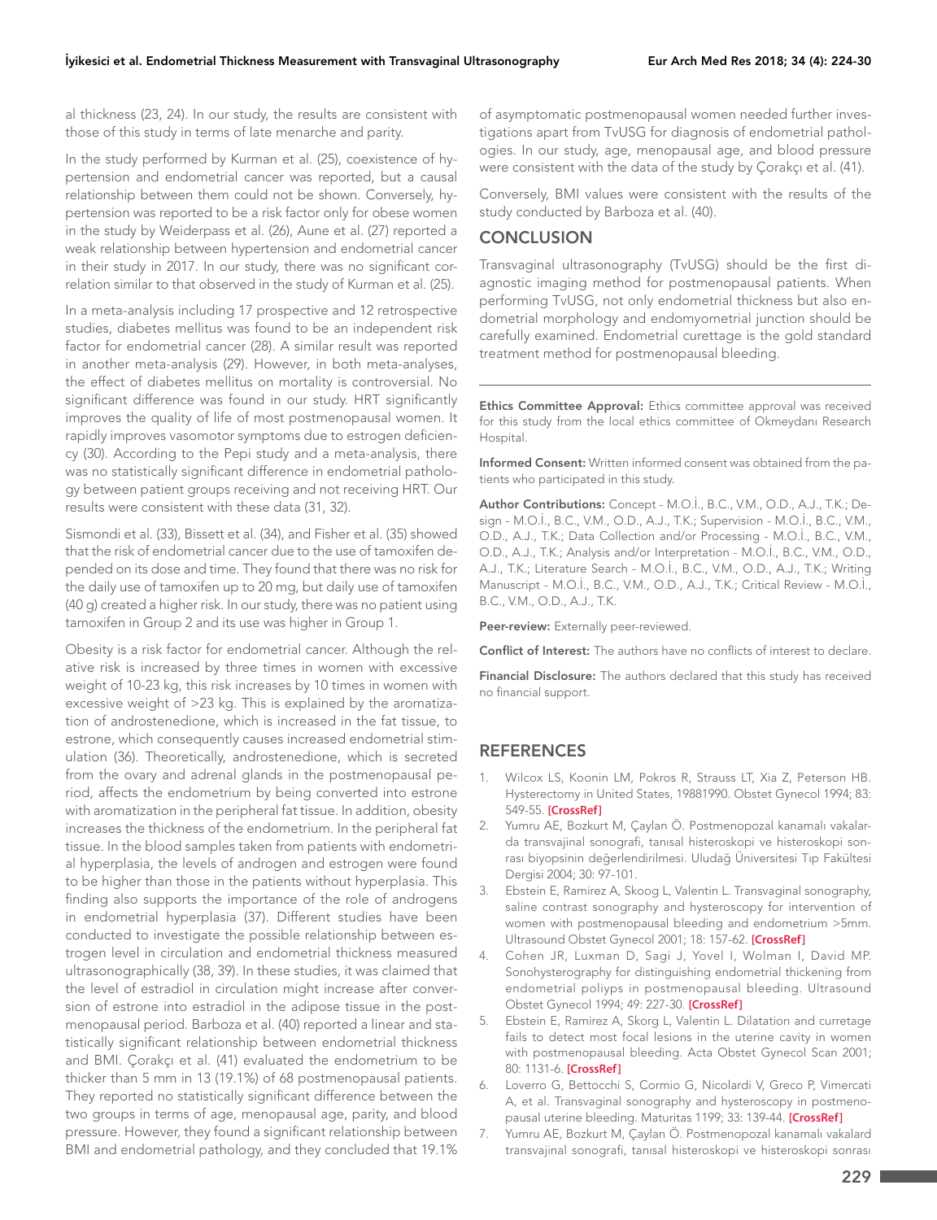al thickness (23, 24). In our study, the results are consistent with those of this study in terms of late menarche and parity.

In the study performed by Kurman et al. (25), coexistence of hypertension and endometrial cancer was reported, but a causal relationship between them could not be shown. Conversely, hypertension was reported to be a risk factor only for obese women in the study by Weiderpass et al. (26), Aune et al. (27) reported a weak relationship between hypertension and endometrial cancer in their study in 2017. In our study, there was no significant correlation similar to that observed in the study of Kurman et al. (25).

In a meta-analysis including 17 prospective and 12 retrospective studies, diabetes mellitus was found to be an independent risk factor for endometrial cancer (28). A similar result was reported in another meta-analysis (29). However, in both meta-analyses, the effect of diabetes mellitus on mortality is controversial. No significant difference was found in our study. HRT significantly improves the quality of life of most postmenopausal women. It rapidly improves vasomotor symptoms due to estrogen deficiency (30). According to the Pepi study and a meta-analysis, there was no statistically significant difference in endometrial pathology between patient groups receiving and not receiving HRT. Our results were consistent with these data (31, 32).

Sismondi et al. (33), Bissett et al. (34), and Fisher et al. (35) showed that the risk of endometrial cancer due to the use of tamoxifen depended on its dose and time. They found that there was no risk for the daily use of tamoxifen up to 20 mg, but daily use of tamoxifen (40 g) created a higher risk. In our study, there was no patient using tamoxifen in Group 2 and its use was higher in Group 1.

Obesity is a risk factor for endometrial cancer. Although the relative risk is increased by three times in women with excessive weight of 10-23 kg, this risk increases by 10 times in women with excessive weight of >23 kg. This is explained by the aromatization of androstenedione, which is increased in the fat tissue, to estrone, which consequently causes increased endometrial stimulation (36). Theoretically, androstenedione, which is secreted from the ovary and adrenal glands in the postmenopausal period, affects the endometrium by being converted into estrone with aromatization in the peripheral fat tissue. In addition, obesity increases the thickness of the endometrium. In the peripheral fat tissue. In the blood samples taken from patients with endometrial hyperplasia, the levels of androgen and estrogen were found to be higher than those in the patients without hyperplasia. This finding also supports the importance of the role of androgens in endometrial hyperplasia (37). Different studies have been conducted to investigate the possible relationship between estrogen level in circulation and endometrial thickness measured ultrasonographically (38, 39). In these studies, it was claimed that the level of estradiol in circulation might increase after conversion of estrone into estradiol in the adipose tissue in the postmenopausal period. Barboza et al. (40) reported a linear and statistically significant relationship between endometrial thickness and BMI. Çorakçı et al. (41) evaluated the endometrium to be thicker than 5 mm in 13 (19.1%) of 68 postmenopausal patients. They reported no statistically significant difference between the two groups in terms of age, menopausal age, parity, and blood pressure. However, they found a significant relationship between BMI and endometrial pathology, and they concluded that 19.1% of asymptomatic postmenopausal women needed further investigations apart from TvUSG for diagnosis of endometrial pathologies. In our study, age, menopausal age, and blood pressure were consistent with the data of the study by Çorakçı et al. (41).

Conversely, BMI values were consistent with the results of the study conducted by Barboza et al. (40).

## CONCLUSION

Transvaginal ultrasonography (TvUSG) should be the first diagnostic imaging method for postmenopausal patients. When performing TvUSG, not only endometrial thickness but also endometrial morphology and endomyometrial junction should be carefully examined. Endometrial curettage is the gold standard treatment method for postmenopausal bleeding.

---

**Ethics Committee Approval:** Ethics committee approval was received for this study from the local ethics committee of Okmeydanı Research Hospital.

**Informed Consent:** Written informed consent was obtained from the patients who participated in this study.

**Author Contributions:** Concept - M.O.İ., B.C., V.M., O.D., A.J., T.K.; Design - M.O.İ., B.C., V.M., O.D., A.J., T.K.; Supervision - M.O.İ., B.C., V.M., O.D., A.J., T.K.; Data Collection and/or Processing - M.O.İ., B.C., V.M., O.D., A.J., T.K.; Analysis and/or Interpretation - M.O.İ., B.C., V.M., O.D., A.J., T.K.; Literature Search - M.O.İ., B.C., V.M., O.D., A.J., T.K.; Writing Manuscript - M.O.İ., B.C., V.M., O.D., A.J., T.K.; Critical Review - M.O.İ., B.C., V.M., O.D., A.J., T.K.

**Peer-review:** Externally peer-reviewed.

**Conflict of Interest:** The authors have no conflicts of interest to declare.

**Financial Disclosure:** The authors declared that this study has received no financial support.

## REFERENCES

1. Wilcox LS, Koonin LM, Pokros R, Strauss LT, Xia Z, Peterson HB. Hysterectomy in United States, 19881990. Obstet Gynecol 1994; 83: 549-55. [CrossRef]
2. Yumru AE, Bozkurt M, Çaylan Ö. Postmenopozal kanamalı vakalarda transvajinal sonografi, tanısal histeroskopi ve histeroskopi sonrası biyopsinin değerlendirilmesi. Uludağ Üniversitesi Tıp Fakültesi Dergisi 2004; 30: 97-101.
3. Ebstein E, Ramirez A, Skoog L, Valentin L. Transvaginal sonography, saline contrast sonography and hysteroscopy for intervention of women with postmenopausal bleeding and endometrium >5mm. Ultrasound Obstet Gynecol 2001; 18: 157-62. [CrossRef]
4. Cohen JR, Luxman D, Sagi J, Yovel I, Wolman I, David MP. Sonohysterography for distinguishing endometrial thickening from endometrial poliyps in postmenopausal bleeding. Ultrasound Obstet Gynecol 1994; 49: 227-30. [CrossRef]
5. Ebstein E, Ramirez A, Skorg L, Valentin L. Dilatation and curretage fails to detect most focal lesions in the uterine cavity in women with postmenopausal bleeding. Acta Obstet Gynecol Scan 2001; 80: 1131-6. [CrossRef]
6. Loverro G, Bettocchi S, Cormio G, Nicolardi V, Greco P, Vimercati A, et al. Transvaginal sonography and hysteroscopy in postmenopausal uterine bleeding. Maturitas 1199; 33: 139-44. [CrossRef]
7. Yumru AE, Bozkurt M, Çaylan Ö. Postmenopozal kanamalı vakalard transvajinal sonografi, tanısal histeroskopi ve histeroskopi sonrası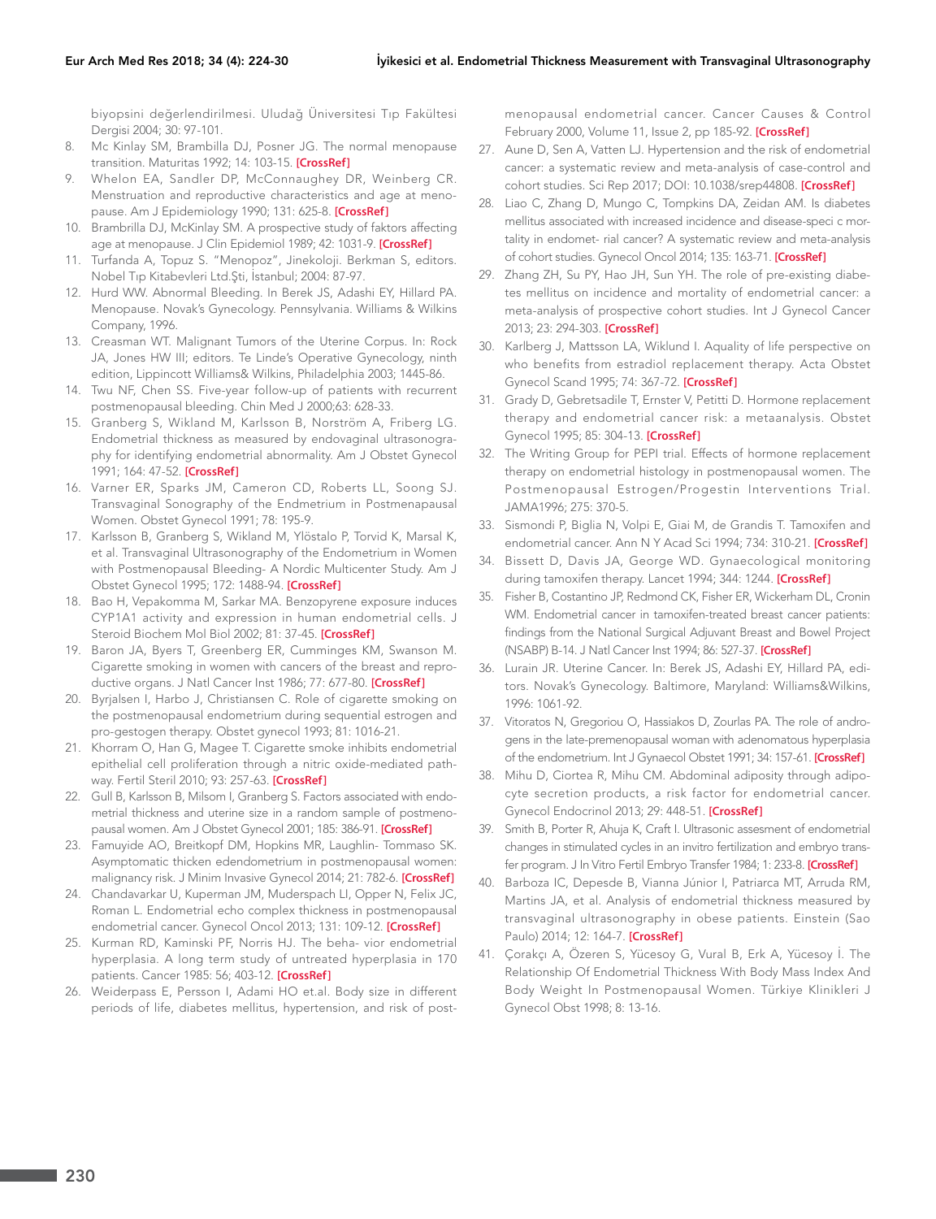biyopsini değerlendirilmesi. Uludağ Üniversitesi Tıp Fakültesi Dergisi 2004; 30: 97-101.

8. Mc Kinlay SM, Brambilla DJ, Posner JG. The normal menopause transition. Maturitas 1992; 14: 103-15. [CrossRef]
9. Whelon EA, Sandler DP, McConnaughey DR, Weinberg CR. Menstruation and reproductive characteristics and age at menopause. Am J Epidemiology 1990; 131: 625-8. [CrossRef]
10. Brambrilla DJ, McKinlay SM. A prospective study of faktors affecting age at menopause. J Clin Epidemiol 1989; 42: 1031-9. [CrossRef]
11. Turfanda A, Topuz S. "Menopoz", Jinekoloji. Berkman S, editors. Nobel Tıp Kitabevleri Ltd.Şti, İstanbul; 2004: 87-97.
12. Hurd WW. Abnormal Bleeding. In Berek JS, Adashi EY, Hillard PA. Menopause. Novak's Gynecology. Pennsylvania. Williams & Wilkins Company, 1996.
13. Creasman WT. Malignant Tumors of the Uterine Corpus. In: Rock JA, Jones HW III; editors. Te Linde's Operative Gynecology, ninth edition, Lippincott Williams& Wilkins, Philadelphia 2003; 1445-86.
14. Twu NF, Chen SS. Five-year follow-up of patients with recurrent postmenopausal bleeding. Chin Med J 2000;63: 628-33.
15. Granberg S, Wikland M, Karlsson B, Norström A, Friberg LG. Endometrial thickness as measured by endovaginal ultrasonography for identifying endometrial abnormality. Am J Obstet Gynecol 1991; 164: 47-52. [CrossRef]
16. Varner ER, Sparks JM, Cameron CD, Roberts LL, Soong SJ. Transvaginal Sonography of the Endmetrium in Postmenapausal Women. Obstet Gynecol 1991; 78: 195-9.
17. Karlsson B, Granberg S, Wikland M, Ylöstalo P, Torvid K, Marsal K, et al. Transvaginal Ultrasonography of the Endometrium in Women with Postmenopausal Bleeding- A Nordic Multicenter Study. Am J Obstet Gynecol 1995; 172: 1488-94. [CrossRef]
18. Bao H, Vepakomma M, Sarkar MA. Benzopyrene exposure induces CYP1A1 activity and expression in human endometrial cells. J Steroid Biochem Mol Biol 2002; 81: 37-45. [CrossRef]
19. Baron JA, Byers T, Greenberg ER, Cumminges KM, Swanson M. Cigarette smoking in women with cancers of the breast and reproductive organs. J Natl Cancer Inst 1986; 77: 677-80. [CrossRef]
20. Byrjalsen I, Harbo J, Christiansen C. Role of cigarette smoking on the postmenopausal endometrium during sequential estrogen and pro-gestogen therapy. Obstet gynecol 1993; 81: 1016-21.
21. Khorram O, Han G, Magee T. Cigarette smoke inhibits endometrial epithelial cell proliferation through a nitric oxide-mediated pathway. Fertil Steril 2010; 93: 257-63. [CrossRef]
22. Gull B, Karlsson B, Milsom I, Granberg S. Factors associated with endometrial thickness and uterine size in a random sample of postmenopausal women. Am J Obstet Gynecol 2001; 185: 386-91. [CrossRef]
23. Famuyide AO, Breitkopf DM, Hopkins MR, Laughlin- Tommaso SK. Asymptomatic thicken edendometrium in postmenopausal women: malignancy risk. J Minim Invasive Gynecol 2014; 21: 782-6. [CrossRef]
24. Chandavarkar U, Kuperman JM, Muderspach LI, Opper N, Felix JC, Roman L. Endometrial echo complex thickness in postmenopausal endometrial cancer. Gynecol Oncol 2013; 131: 109-12. [CrossRef]
25. Kurman RD, Kaminski PF, Norris HJ. The beha- vior endometrial hyperplasia. A long term study of untreated hyperplasia in 170 patients. Cancer 1985: 56; 403-12. [CrossRef]
26. Weiderpass E, Persson I, Adami HO et.al. Body size in different periods of life, diabetes mellitus, hypertension, and risk of post-menopausal endometrial cancer. Cancer Causes & Control February 2000, Volume 11, Issue 2, pp 185-92. [CrossRef]
27. Aune D, Sen A, Vatten LJ. Hypertension and the risk of endometrial cancer: a systematic review and meta-analysis of case-control and cohort studies. Sci Rep 2017; DOI: 10.1038/srep44808. [CrossRef]
28. Liao C, Zhang D, Mungo C, Tompkins DA, Zeidan AM. Is diabetes mellitus associated with increased incidence and disease-speci c mortality in endomet- rial cancer? A systematic review and meta-analysis of cohort studies. Gynecol Oncol 2014; 135: 163-71. [CrossRef]
29. Zhang ZH, Su PY, Hao JH, Sun YH. The role of pre-existing diabetes mellitus on incidence and mortality of endometrial cancer: a meta-analysis of prospective cohort studies. Int J Gynecol Cancer 2013; 23: 294-303. [CrossRef]
30. Karlberg J, Mattsson LA, Wiklund I. Aquality of life perspective on who benefits from estradiol replacement therapy. Acta Obstet Gynecol Scand 1995; 74: 367-72. [CrossRef]
31. Grady D, Gebretsadile T, Ernster V, Petitti D. Hormone replacement therapy and endometrial cancer risk: a metaanalysis. Obstet Gynecol 1995; 85: 304-13. [CrossRef]
32. The Writing Group for PEPI trial. Effects of hormone replacement therapy on endometrial histology in postmenopausal women. The Postmenopausal Estrogen/Progestin Interventions Trial. JAMA1996; 275: 370-5.
33. Sismondi P, Biglia N, Volpi E, Giai M, de Grandis T. Tamoxifen and endometrial cancer. Ann N Y Acad Sci 1994; 734: 310-21. [CrossRef]
34. Bissett D, Davis JA, George WD. Gynaecological monitoring during tamoxifen therapy. Lancet 1994; 344: 1244. [CrossRef]
35. Fisher B, Costantino JP, Redmond CK, Fisher ER, Wickerham DL, Cronin WM. Endometrial cancer in tamoxifen-treated breast cancer patients: findings from the National Surgical Adjuvant Breast and Bowel Project (NSABP) B-14. J Natl Cancer Inst 1994; 86: 527-37. [CrossRef]
36. Lurain JR. Uterine Cancer. In: Berek JS, Adashi EY, Hillard PA, editors. Novak's Gynecology. Baltimore, Maryland: Williams&Wilkins, 1996: 1061-92.
37. Vitoratos N, Gregoriou O, Hassiakos D, Zourlas PA. The role of androgens in the late-premenopausal woman with adenomatous hyperplasia of the endometrium. Int J Gynaecol Obstet 1991; 34: 157-61. [CrossRef]
38. Mihu D, Ciortea R, Mihu CM. Abdominal adiposity through adipocyte secretion products, a risk factor for endometrial cancer. Gynecol Endocrinol 2013; 29: 448-51. [CrossRef]
39. Smith B, Porter R, Ahuja K, Craft I. Ultrasonic assesment of endometrial changes in stimulated cycles in an invitro fertilization and embryo transfer program. J In Vitro Fertil Embryo Transfer 1984; 1: 233-8. [CrossRef]
40. Barboza IC, Depesde B, Vianna Júnior I, Patriarca MT, Arruda RM, Martins JA, et al. Analysis of endometrial thickness measured by transvaginal ultrasonography in obese patients. Einstein (Sao Paulo) 2014; 12: 164-7. [CrossRef]
41. Çorakçı A, Özeren S, Yücesoy G, Vural B, Erk A, Yücesoy İ. The Relationship Of Endometrial Thickness With Body Mass Index And Body Weight In Postmenopausal Women. Türkiye Klinikleri J Gynecol Obst 1998; 8: 13-16.